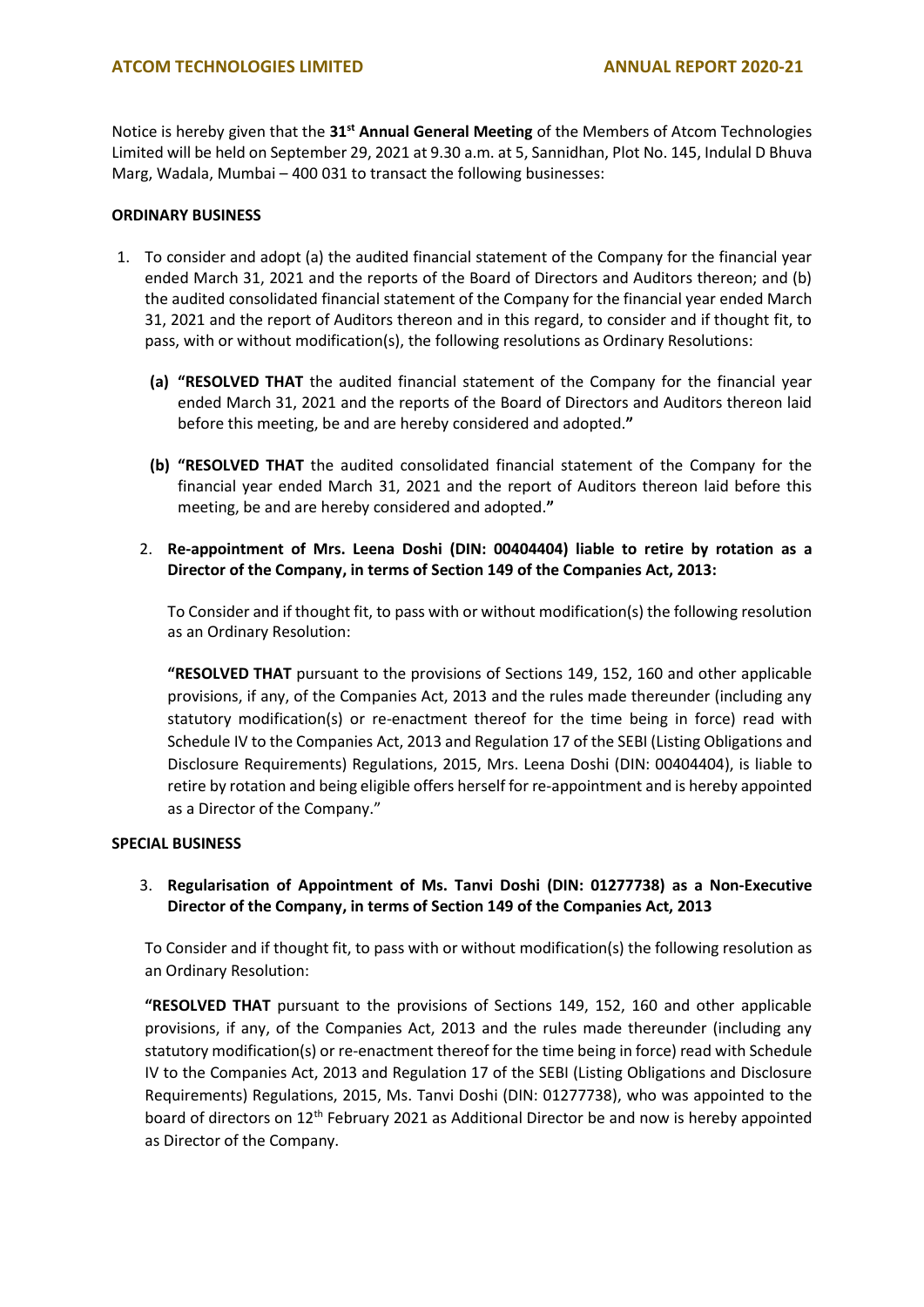Notice is hereby given that the **31st Annual General Meeting** of the Members of Atcom Technologies Limited will be held on September 29, 2021 at 9.30 a.m. at 5, Sannidhan, Plot No. 145, Indulal D Bhuva Marg, Wadala, Mumbai – 400 031 to transact the following businesses:

**ORDINARY BUSINESS**

1. To consider and adopt (a) the audited financial statement of the Company for the financial year ended March 31, 2021 and the reports of the Board of Directors and Auditors thereon; and (b) the audited consolidated financial statement of the Company for the financial year ended March 31, 2021 and the report of Auditors thereon and in this regard, to consider and if thought fit, to pass, with or without modification(s), the following resolutions as Ordinary Resolutions:

   **(a)** **"RESOLVED THAT** the audited financial statement of the Company for the financial year ended March 31, 2021 and the reports of the Board of Directors and Auditors thereon laid before this meeting, be and are hereby considered and adopted.**"**

   **(b)** **"RESOLVED THAT** the audited consolidated financial statement of the Company for the financial year ended March 31, 2021 and the report of Auditors thereon laid before this meeting, be and are hereby considered and adopted.**"**

2. **Re-appointment of Mrs. Leena Doshi (DIN: 00404404) liable to retire by rotation as a Director of the Company, in terms of Section 149 of the Companies Act, 2013:**

   To Consider and if thought fit, to pass with or without modification(s) the following resolution as an Ordinary Resolution:

   **"RESOLVED THAT** pursuant to the provisions of Sections 149, 152, 160 and other applicable provisions, if any, of the Companies Act, 2013 and the rules made thereunder (including any statutory modification(s) or re-enactment thereof for the time being in force) read with Schedule IV to the Companies Act, 2013 and Regulation 17 of the SEBI (Listing Obligations and Disclosure Requirements) Regulations, 2015, Mrs. Leena Doshi (DIN: 00404404), is liable to retire by rotation and being eligible offers herself for re-appointment and is hereby appointed as a Director of the Company."

**SPECIAL BUSINESS**

3. **Regularisation of Appointment of Ms. Tanvi Doshi (DIN: 01277738) as a Non-Executive Director of the Company, in terms of Section 149 of the Companies Act, 2013**

   To Consider and if thought fit, to pass with or without modification(s) the following resolution as an Ordinary Resolution:

   **"RESOLVED THAT** pursuant to the provisions of Sections 149, 152, 160 and other applicable provisions, if any, of the Companies Act, 2013 and the rules made thereunder (including any statutory modification(s) or re-enactment thereof for the time being in force) read with Schedule IV to the Companies Act, 2013 and Regulation 17 of the SEBI (Listing Obligations and Disclosure Requirements) Regulations, 2015, Ms. Tanvi Doshi (DIN: 01277738), who was appointed to the board of directors on 12th February 2021 as Additional Director be and now is hereby appointed as Director of the Company.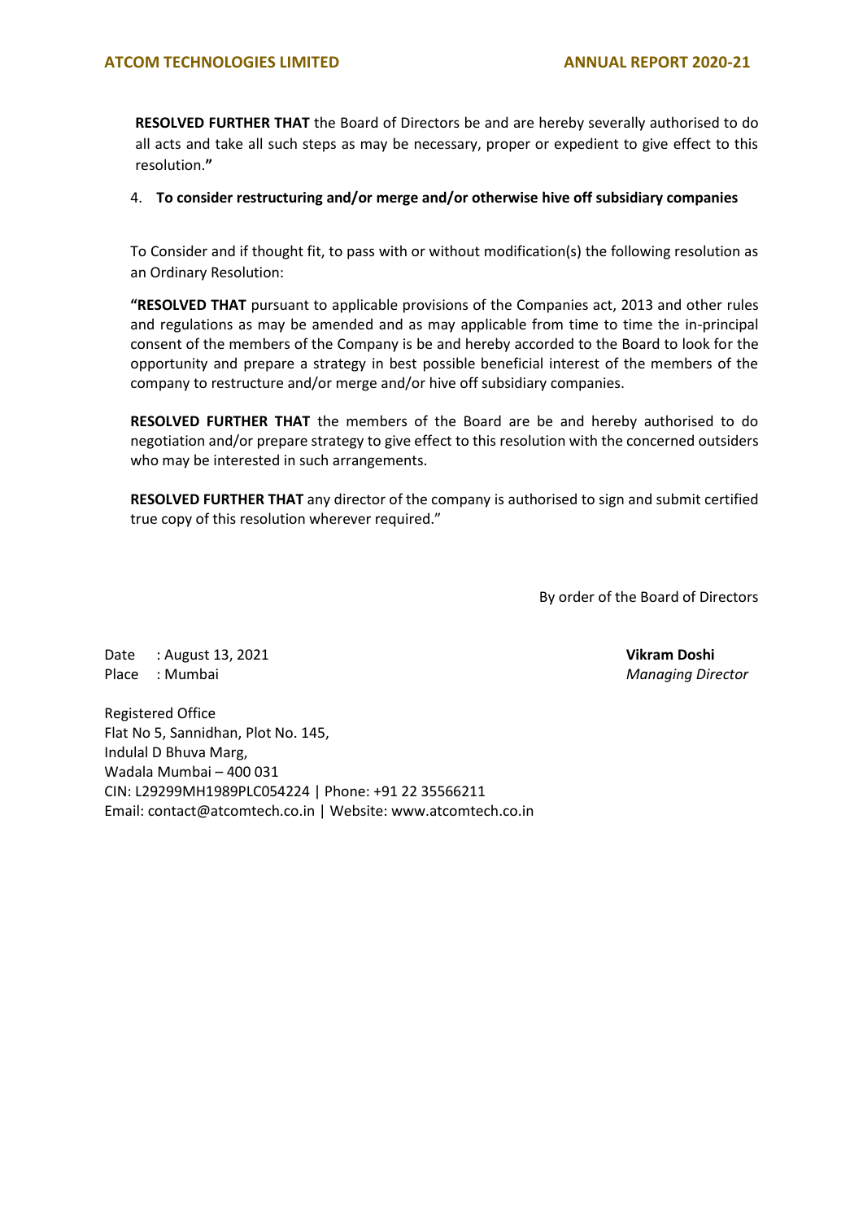**RESOLVED FURTHER THAT** the Board of Directors be and are hereby severally authorised to do all acts and take all such steps as may be necessary, proper or expedient to give effect to this resolution.**"**

4. **To consider restructuring and/or merge and/or otherwise hive off subsidiary companies**

To Consider and if thought fit, to pass with or without modification(s) the following resolution as an Ordinary Resolution:

**"RESOLVED THAT** pursuant to applicable provisions of the Companies act, 2013 and other rules and regulations as may be amended and as may applicable from time to time the in-principal consent of the members of the Company is be and hereby accorded to the Board to look for the opportunity and prepare a strategy in best possible beneficial interest of the members of the company to restructure and/or merge and/or hive off subsidiary companies.

**RESOLVED FURTHER THAT** the members of the Board are be and hereby authorised to do negotiation and/or prepare strategy to give effect to this resolution with the concerned outsiders who may be interested in such arrangements.

**RESOLVED FURTHER THAT** any director of the company is authorised to sign and submit certified true copy of this resolution wherever required."

By order of the Board of Directors

Date : August 13, 2021
Place : Mumbai

**Vikram Doshi**
*Managing Director*

Registered Office
Flat No 5, Sannidhan, Plot No. 145,
Indulal D Bhuva Marg,
Wadala Mumbai – 400 031
CIN: L29299MH1989PLC054224 | Phone: +91 22 35566211
Email: contact@atcomtech.co.in | Website: www.atcomtech.co.in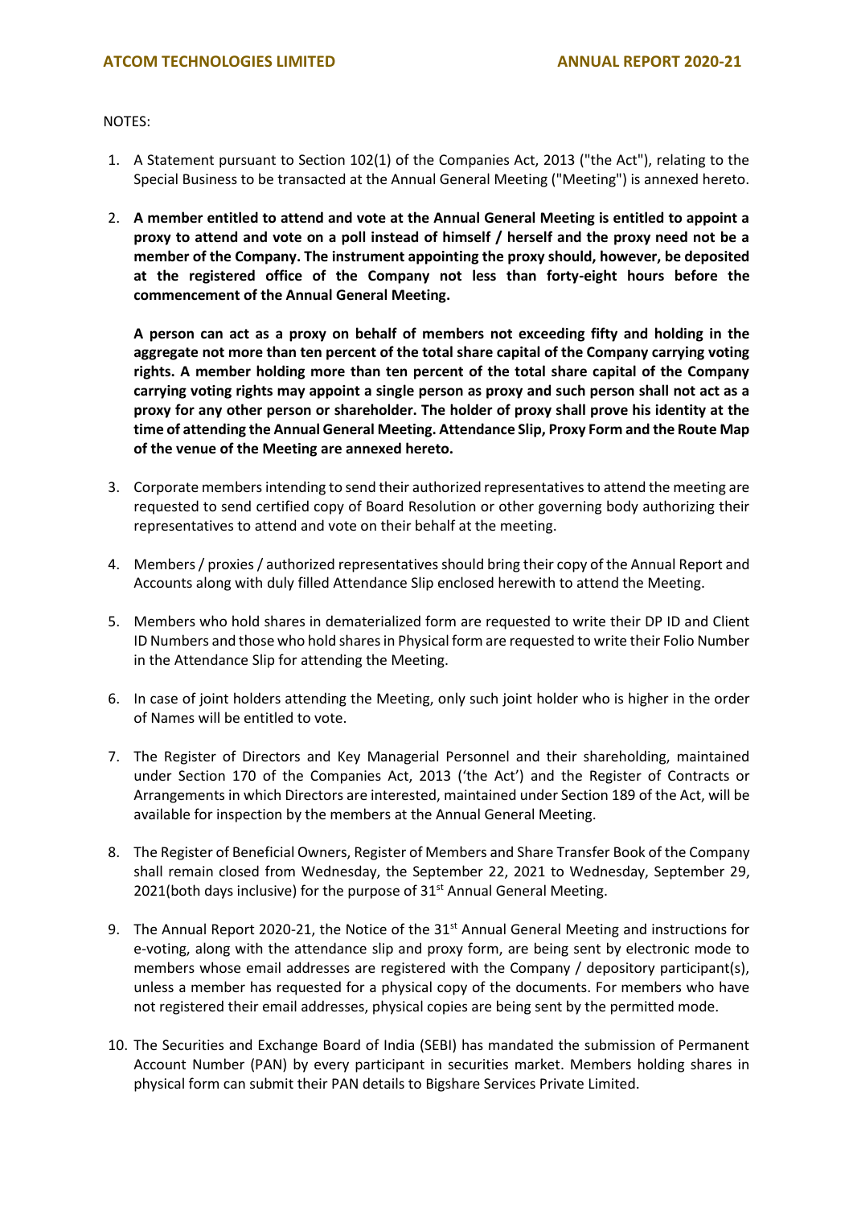NOTES:

1. A Statement pursuant to Section 102(1) of the Companies Act, 2013 ("the Act"), relating to the Special Business to be transacted at the Annual General Meeting ("Meeting") is annexed hereto.

2. **A member entitled to attend and vote at the Annual General Meeting is entitled to appoint a proxy to attend and vote on a poll instead of himself / herself and the proxy need not be a member of the Company. The instrument appointing the proxy should, however, be deposited at the registered office of the Company not less than forty-eight hours before the commencement of the Annual General Meeting.**

   **A person can act as a proxy on behalf of members not exceeding fifty and holding in the aggregate not more than ten percent of the total share capital of the Company carrying voting rights. A member holding more than ten percent of the total share capital of the Company carrying voting rights may appoint a single person as proxy and such person shall not act as a proxy for any other person or shareholder. The holder of proxy shall prove his identity at the time of attending the Annual General Meeting. Attendance Slip, Proxy Form and the Route Map of the venue of the Meeting are annexed hereto.**

3. Corporate members intending to send their authorized representatives to attend the meeting are requested to send certified copy of Board Resolution or other governing body authorizing their representatives to attend and vote on their behalf at the meeting.

4. Members / proxies / authorized representatives should bring their copy of the Annual Report and Accounts along with duly filled Attendance Slip enclosed herewith to attend the Meeting.

5. Members who hold shares in dematerialized form are requested to write their DP ID and Client ID Numbers and those who hold shares in Physical form are requested to write their Folio Number in the Attendance Slip for attending the Meeting.

6. In case of joint holders attending the Meeting, only such joint holder who is higher in the order of Names will be entitled to vote.

7. The Register of Directors and Key Managerial Personnel and their shareholding, maintained under Section 170 of the Companies Act, 2013 ('the Act') and the Register of Contracts or Arrangements in which Directors are interested, maintained under Section 189 of the Act, will be available for inspection by the members at the Annual General Meeting.

8. The Register of Beneficial Owners, Register of Members and Share Transfer Book of the Company shall remain closed from Wednesday, the September 22, 2021 to Wednesday, September 29, 2021(both days inclusive) for the purpose of 31st Annual General Meeting.

9. The Annual Report 2020-21, the Notice of the 31st Annual General Meeting and instructions for e-voting, along with the attendance slip and proxy form, are being sent by electronic mode to members whose email addresses are registered with the Company / depository participant(s), unless a member has requested for a physical copy of the documents. For members who have not registered their email addresses, physical copies are being sent by the permitted mode.

10. The Securities and Exchange Board of India (SEBI) has mandated the submission of Permanent Account Number (PAN) by every participant in securities market. Members holding shares in physical form can submit their PAN details to Bigshare Services Private Limited.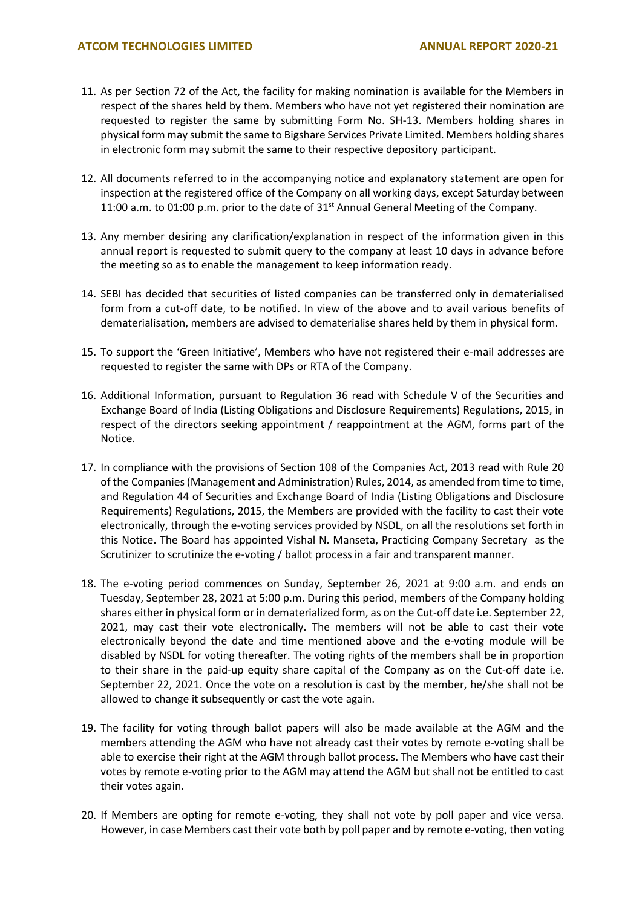11. As per Section 72 of the Act, the facility for making nomination is available for the Members in respect of the shares held by them. Members who have not yet registered their nomination are requested to register the same by submitting Form No. SH-13. Members holding shares in physical form may submit the same to Bigshare Services Private Limited. Members holding shares in electronic form may submit the same to their respective depository participant.

12. All documents referred to in the accompanying notice and explanatory statement are open for inspection at the registered office of the Company on all working days, except Saturday between 11:00 a.m. to 01:00 p.m. prior to the date of 31st Annual General Meeting of the Company.

13. Any member desiring any clarification/explanation in respect of the information given in this annual report is requested to submit query to the company at least 10 days in advance before the meeting so as to enable the management to keep information ready.

14. SEBI has decided that securities of listed companies can be transferred only in dematerialised form from a cut-off date, to be notified. In view of the above and to avail various benefits of dematerialisation, members are advised to dematerialise shares held by them in physical form.

15. To support the 'Green Initiative', Members who have not registered their e-mail addresses are requested to register the same with DPs or RTA of the Company.

16. Additional Information, pursuant to Regulation 36 read with Schedule V of the Securities and Exchange Board of India (Listing Obligations and Disclosure Requirements) Regulations, 2015, in respect of the directors seeking appointment / reappointment at the AGM, forms part of the Notice.

17. In compliance with the provisions of Section 108 of the Companies Act, 2013 read with Rule 20 of the Companies (Management and Administration) Rules, 2014, as amended from time to time, and Regulation 44 of Securities and Exchange Board of India (Listing Obligations and Disclosure Requirements) Regulations, 2015, the Members are provided with the facility to cast their vote electronically, through the e-voting services provided by NSDL, on all the resolutions set forth in this Notice. The Board has appointed Vishal N. Manseta, Practicing Company Secretary as the Scrutinizer to scrutinize the e-voting / ballot process in a fair and transparent manner.

18. The e-voting period commences on Sunday, September 26, 2021 at 9:00 a.m. and ends on Tuesday, September 28, 2021 at 5:00 p.m. During this period, members of the Company holding shares either in physical form or in dematerialized form, as on the Cut-off date i.e. September 22, 2021, may cast their vote electronically. The members will not be able to cast their vote electronically beyond the date and time mentioned above and the e-voting module will be disabled by NSDL for voting thereafter. The voting rights of the members shall be in proportion to their share in the paid-up equity share capital of the Company as on the Cut-off date i.e. September 22, 2021. Once the vote on a resolution is cast by the member, he/she shall not be allowed to change it subsequently or cast the vote again.

19. The facility for voting through ballot papers will also be made available at the AGM and the members attending the AGM who have not already cast their votes by remote e-voting shall be able to exercise their right at the AGM through ballot process. The Members who have cast their votes by remote e-voting prior to the AGM may attend the AGM but shall not be entitled to cast their votes again.

20. If Members are opting for remote e-voting, they shall not vote by poll paper and vice versa. However, in case Members cast their vote both by poll paper and by remote e-voting, then voting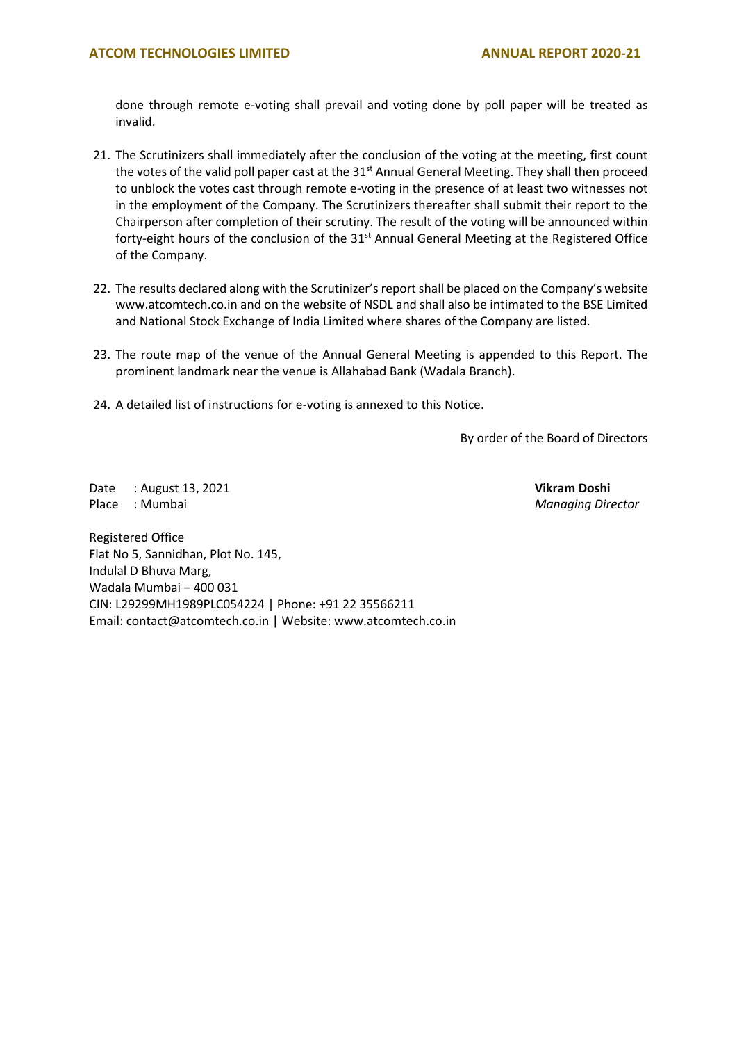done through remote e-voting shall prevail and voting done by poll paper will be treated as invalid.

21. The Scrutinizers shall immediately after the conclusion of the voting at the meeting, first count the votes of the valid poll paper cast at the 31st Annual General Meeting. They shall then proceed to unblock the votes cast through remote e-voting in the presence of at least two witnesses not in the employment of the Company. The Scrutinizers thereafter shall submit their report to the Chairperson after completion of their scrutiny. The result of the voting will be announced within forty-eight hours of the conclusion of the 31st Annual General Meeting at the Registered Office of the Company.

22. The results declared along with the Scrutinizer's report shall be placed on the Company's website www.atcomtech.co.in and on the website of NSDL and shall also be intimated to the BSE Limited and National Stock Exchange of India Limited where shares of the Company are listed.

23. The route map of the venue of the Annual General Meeting is appended to this Report. The prominent landmark near the venue is Allahabad Bank (Wadala Branch).

24. A detailed list of instructions for e-voting is annexed to this Notice.

By order of the Board of Directors

Date : August 13, 2021
Place : Mumbai

**Vikram Doshi**
*Managing Director*

Registered Office
Flat No 5, Sannidhan, Plot No. 145,
Indulal D Bhuva Marg,
Wadala Mumbai – 400 031
CIN: L29299MH1989PLC054224 | Phone: +91 22 35566211
Email: contact@atcomtech.co.in | Website: www.atcomtech.co.in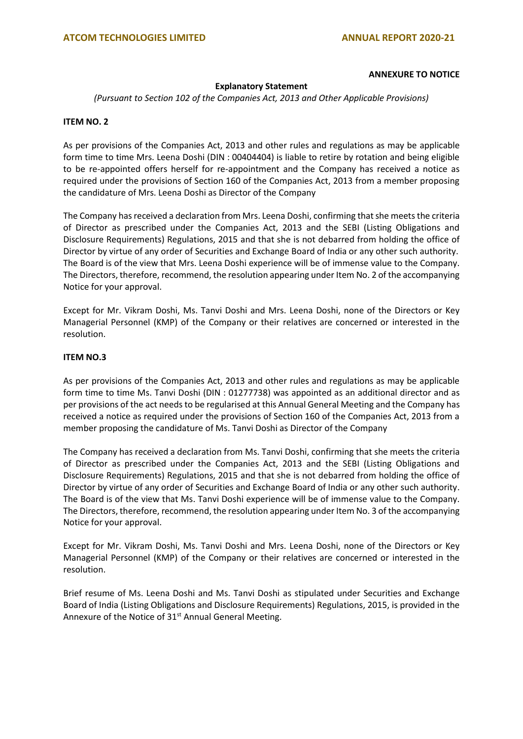**ANNEXURE TO NOTICE**

**Explanatory Statement**

*(Pursuant to Section 102 of the Companies Act, 2013 and Other Applicable Provisions)*

**ITEM NO. 2**

As per provisions of the Companies Act, 2013 and other rules and regulations as may be applicable form time to time Mrs. Leena Doshi (DIN : 00404404) is liable to retire by rotation and being eligible to be re-appointed offers herself for re-appointment and the Company has received a notice as required under the provisions of Section 160 of the Companies Act, 2013 from a member proposing the candidature of Mrs. Leena Doshi as Director of the Company

The Company has received a declaration from Mrs. Leena Doshi, confirming that she meets the criteria of Director as prescribed under the Companies Act, 2013 and the SEBI (Listing Obligations and Disclosure Requirements) Regulations, 2015 and that she is not debarred from holding the office of Director by virtue of any order of Securities and Exchange Board of India or any other such authority. The Board is of the view that Mrs. Leena Doshi experience will be of immense value to the Company. The Directors, therefore, recommend, the resolution appearing under Item No. 2 of the accompanying Notice for your approval.

Except for Mr. Vikram Doshi, Ms. Tanvi Doshi and Mrs. Leena Doshi, none of the Directors or Key Managerial Personnel (KMP) of the Company or their relatives are concerned or interested in the resolution.

**ITEM NO.3**

As per provisions of the Companies Act, 2013 and other rules and regulations as may be applicable form time to time Ms. Tanvi Doshi (DIN : 01277738) was appointed as an additional director and as per provisions of the act needs to be regularised at this Annual General Meeting and the Company has received a notice as required under the provisions of Section 160 of the Companies Act, 2013 from a member proposing the candidature of Ms. Tanvi Doshi as Director of the Company

The Company has received a declaration from Ms. Tanvi Doshi, confirming that she meets the criteria of Director as prescribed under the Companies Act, 2013 and the SEBI (Listing Obligations and Disclosure Requirements) Regulations, 2015 and that she is not debarred from holding the office of Director by virtue of any order of Securities and Exchange Board of India or any other such authority. The Board is of the view that Ms. Tanvi Doshi experience will be of immense value to the Company. The Directors, therefore, recommend, the resolution appearing under Item No. 3 of the accompanying Notice for your approval.

Except for Mr. Vikram Doshi, Ms. Tanvi Doshi and Mrs. Leena Doshi, none of the Directors or Key Managerial Personnel (KMP) of the Company or their relatives are concerned or interested in the resolution.

Brief resume of Ms. Leena Doshi and Ms. Tanvi Doshi as stipulated under Securities and Exchange Board of India (Listing Obligations and Disclosure Requirements) Regulations, 2015, is provided in the Annexure of the Notice of 31st Annual General Meeting.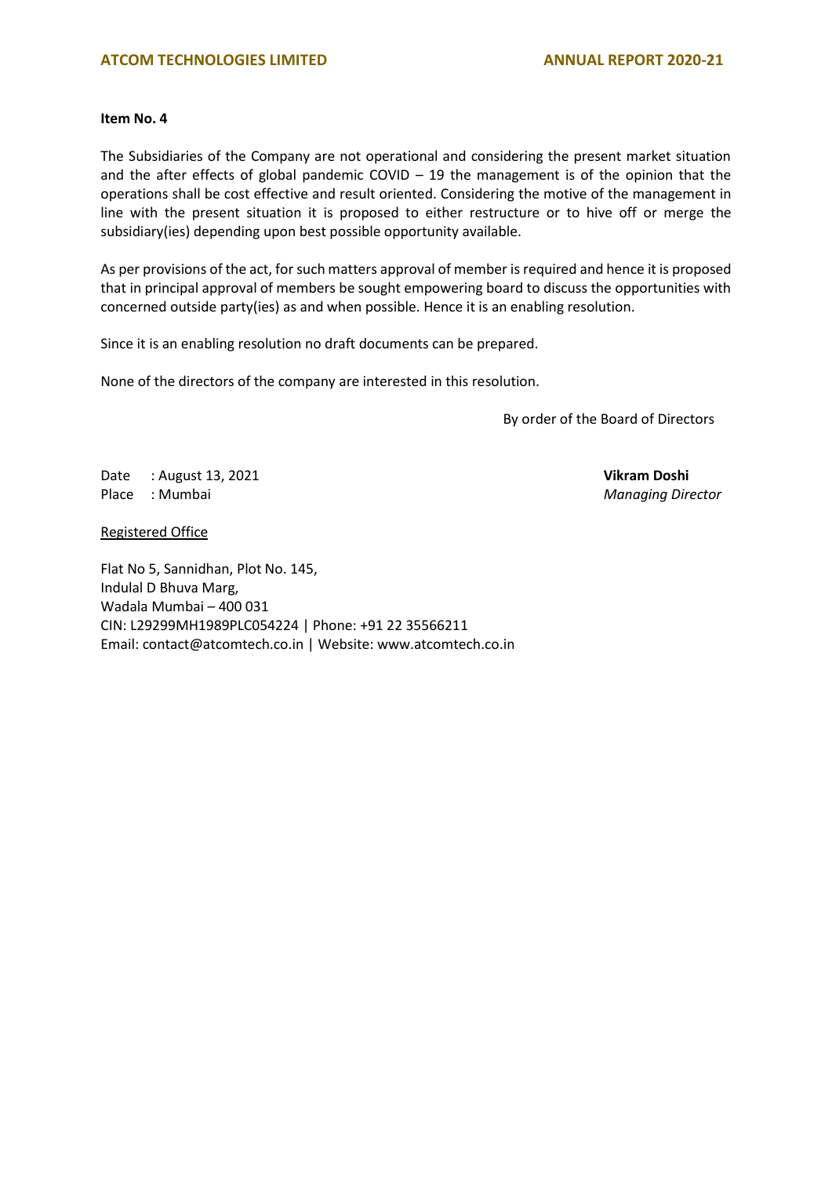**Item No. 4**

The Subsidiaries of the Company are not operational and considering the present market situation and the after effects of global pandemic COVID – 19 the management is of the opinion that the operations shall be cost effective and result oriented. Considering the motive of the management in line with the present situation it is proposed to either restructure or to hive off or merge the subsidiary(ies) depending upon best possible opportunity available.

As per provisions of the act, for such matters approval of member is required and hence it is proposed that in principal approval of members be sought empowering board to discuss the opportunities with concerned outside party(ies) as and when possible. Hence it is an enabling resolution.

Since it is an enabling resolution no draft documents can be prepared.

None of the directors of the company are interested in this resolution.

By order of the Board of Directors

Date : August 13, 2021
Place : Mumbai

**Vikram Doshi**
*Managing Director*

Registered Office

Flat No 5, Sannidhan, Plot No. 145,
Indulal D Bhuva Marg,
Wadala Mumbai – 400 031
CIN: L29299MH1989PLC054224 | Phone: +91 22 35566211
Email: contact@atcomtech.co.in | Website: www.atcomtech.co.in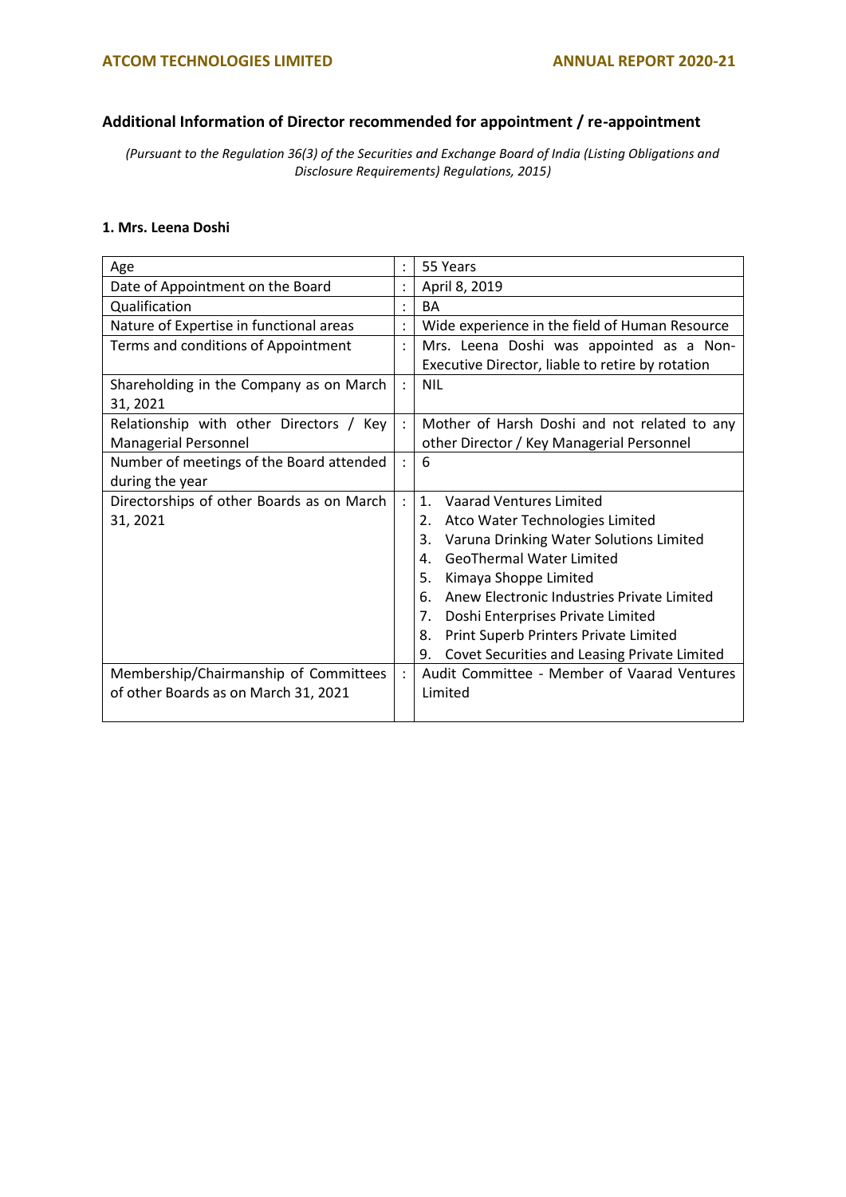## Additional Information of Director recommended for appointment / re-appointment

*(Pursuant to the Regulation 36(3) of the Securities and Exchange Board of India (Listing Obligations and Disclosure Requirements) Regulations, 2015)*

### 1. Mrs. Leena Doshi

| | | |
|---|---|---|
| Age | : | 55 Years |
| Date of Appointment on the Board | : | April 8, 2019 |
| Qualification | : | BA |
| Nature of Expertise in functional areas | : | Wide experience in the field of Human Resource |
| Terms and conditions of Appointment | : | Mrs. Leena Doshi was appointed as a Non-Executive Director, liable to retire by rotation |
| Shareholding in the Company as on March 31, 2021 | : | NIL |
| Relationship with other Directors / Key Managerial Personnel | : | Mother of Harsh Doshi and not related to any other Director / Key Managerial Personnel |
| Number of meetings of the Board attended during the year | : | 6 |
| Directorships of other Boards as on March 31, 2021 | : | 1. Vaarad Ventures Limited<br>2. Atco Water Technologies Limited<br>3. Varuna Drinking Water Solutions Limited<br>4. GeoThermal Water Limited<br>5. Kimaya Shoppe Limited<br>6. Anew Electronic Industries Private Limited<br>7. Doshi Enterprises Private Limited<br>8. Print Superb Printers Private Limited<br>9. Covet Securities and Leasing Private Limited |
| Membership/Chairmanship of Committees of other Boards as on March 31, 2021 | : | Audit Committee - Member of Vaarad Ventures Limited |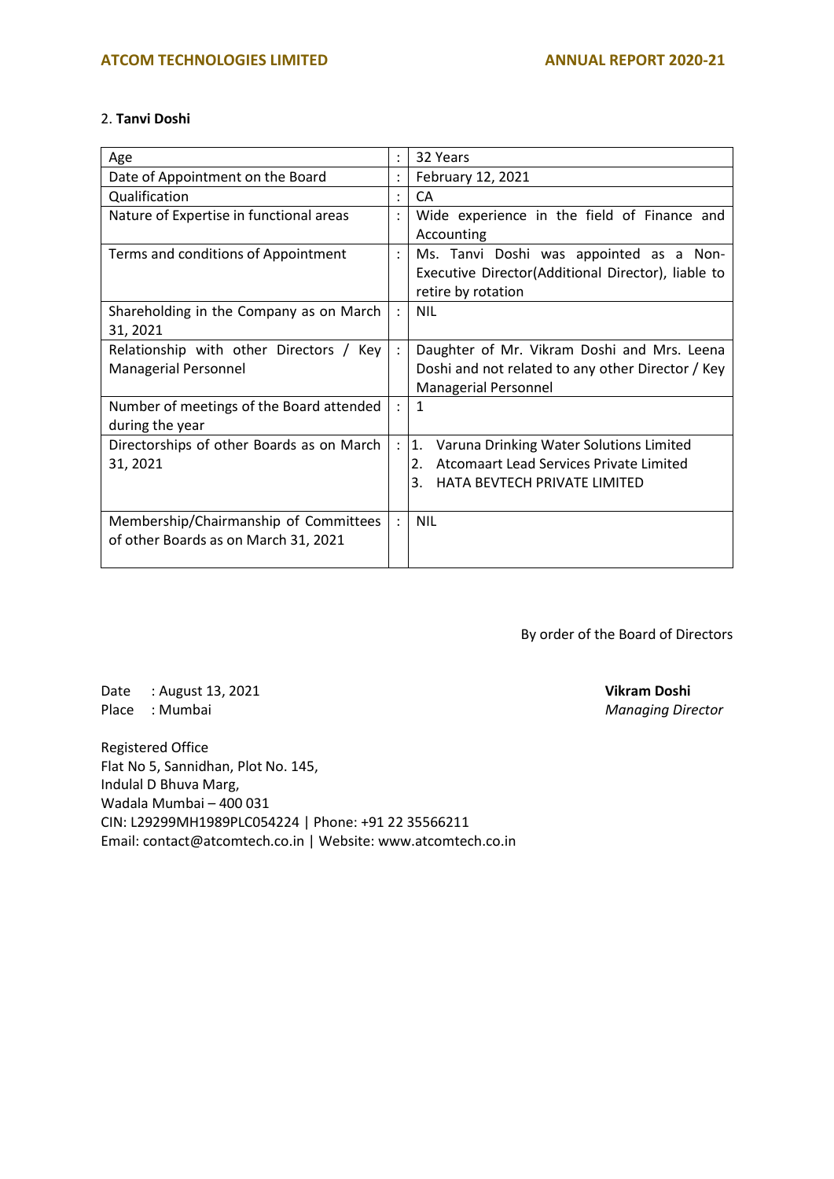2. **Tanvi Doshi**

| | | |
|---|---|---|
| Age | : | 32 Years |
| Date of Appointment on the Board | : | February 12, 2021 |
| Qualification | : | CA |
| Nature of Expertise in functional areas | : | Wide experience in the field of Finance and Accounting |
| Terms and conditions of Appointment | : | Ms. Tanvi Doshi was appointed as a Non-Executive Director(Additional Director), liable to retire by rotation |
| Shareholding in the Company as on March 31, 2021 | : | NIL |
| Relationship with other Directors / Key Managerial Personnel | : | Daughter of Mr. Vikram Doshi and Mrs. Leena Doshi and not related to any other Director / Key Managerial Personnel |
| Number of meetings of the Board attended during the year | : | 1 |
| Directorships of other Boards as on March 31, 2021 | : | 1. Varuna Drinking Water Solutions Limited<br>2. Atcomaart Lead Services Private Limited<br>3. HATA BEVTECH PRIVATE LIMITED |
| Membership/Chairmanship of Committees of other Boards as on March 31, 2021 | : | NIL |

By order of the Board of Directors

Date : August 13, 2021
Place : Mumbai

**Vikram Doshi**
*Managing Director*

Registered Office
Flat No 5, Sannidhan, Plot No. 145,
Indulal D Bhuva Marg,
Wadala Mumbai – 400 031
CIN: L29299MH1989PLC054224 | Phone: +91 22 35566211
Email: contact@atcomtech.co.in | Website: www.atcomtech.co.in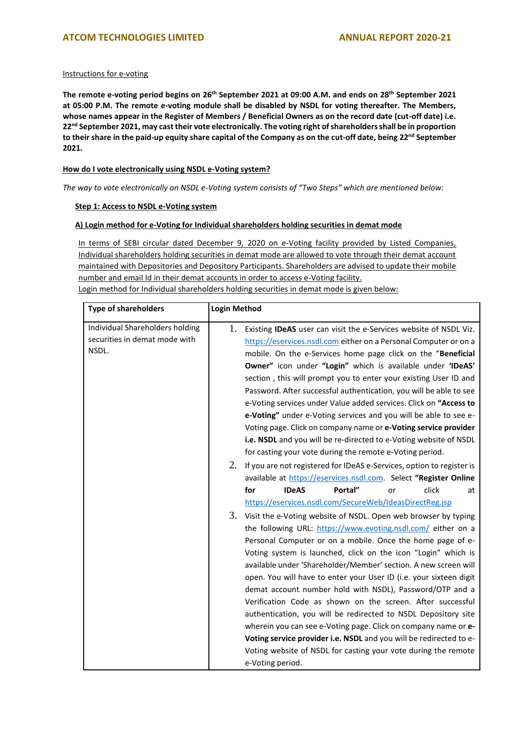Instructions for e-voting

**The remote e-voting period begins on 26th September 2021 at 09:00 A.M. and ends on 28th September 2021 at 05:00 P.M. The remote e-voting module shall be disabled by NSDL for voting thereafter. The Members, whose names appear in the Register of Members / Beneficial Owners as on the record date (cut-off date) i.e. 22nd September 2021, may cast their vote electronically. The voting right of shareholders shall be in proportion to their share in the paid-up equity share capital of the Company as on the cut-off date, being 22nd September 2021.**

**How do I vote electronically using NSDL e-Voting system?**

*The way to vote electronically on NSDL e-Voting system consists of "Two Steps" which are mentioned below:*

**Step 1: Access to NSDL e-Voting system**

**A) Login method for e-Voting for Individual shareholders holding securities in demat mode**

In terms of SEBI circular dated December 9, 2020 on e-Voting facility provided by Listed Companies, Individual shareholders holding securities in demat mode are allowed to vote through their demat account maintained with Depositories and Depository Participants. Shareholders are advised to update their mobile number and email Id in their demat accounts in order to access e-Voting facility.
Login method for Individual shareholders holding securities in demat mode is given below:

| Type of shareholders | Login Method |
|---|---|
| Individual Shareholders holding securities in demat mode with NSDL. | 1. Existing **IDeAS** user can visit the e-Services website of NSDL Viz. https://eservices.nsdl.com either on a Personal Computer or on a mobile. On the e-Services home page click on the **"Beneficial Owner"** icon under **"Login"** which is available under **'IDeAS'** section , this will prompt you to enter your existing User ID and Password. After successful authentication, you will be able to see e-Voting services under Value added services. Click on **"Access to e-Voting"** under e-Voting services and you will be able to see e-Voting page. Click on company name or **e-Voting service provider i.e. NSDL** and you will be re-directed to e-Voting website of NSDL for casting your vote during the remote e-Voting period.<br>2. If you are not registered for IDeAS e-Services, option to register is available at https://eservices.nsdl.com. Select **"Register Online for IDeAS Portal"** or click at https://eservices.nsdl.com/SecureWeb/IdeasDirectReg.jsp<br>3. Visit the e-Voting website of NSDL. Open web browser by typing the following URL: https://www.evoting.nsdl.com/ either on a Personal Computer or on a mobile. Once the home page of e-Voting system is launched, click on the icon "Login" which is available under 'Shareholder/Member' section. A new screen will open. You will have to enter your User ID (i.e. your sixteen digit demat account number hold with NSDL), Password/OTP and a Verification Code as shown on the screen. After successful authentication, you will be redirected to NSDL Depository site wherein you can see e-Voting page. Click on company name or **e-Voting service provider i.e. NSDL** and you will be redirected to e-Voting website of NSDL for casting your vote during the remote e-Voting period. |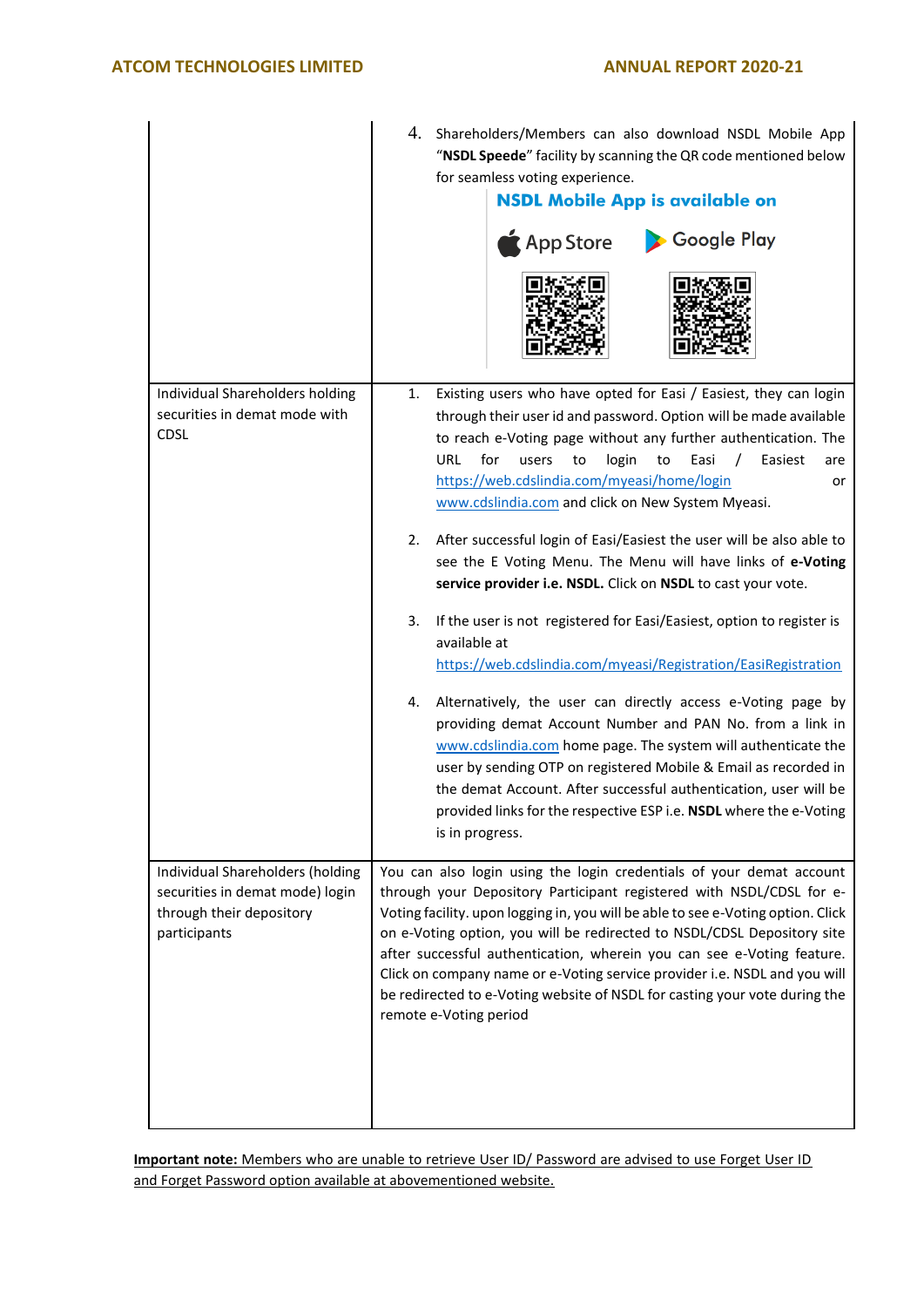| | |
|---|---|
| | 4. Shareholders/Members can also download NSDL Mobile App "**NSDL Speede**" facility by scanning the QR code mentioned below for seamless voting experience.<br>**NSDL Mobile App is available on**<br>App Store Google Play |
| Individual Shareholders holding securities in demat mode with CDSL | 1. Existing users who have opted for Easi / Easiest, they can login through their user id and password. Option will be made available to reach e-Voting page without any further authentication. The URL for users to login to Easi / Easiest are https://web.cdslindia.com/myeasi/home/login or www.cdslindia.com and click on New System Myeasi.<br><br>2. After successful login of Easi/Easiest the user will be also able to see the E Voting Menu. The Menu will have links of **e-Voting service provider i.e. NSDL.** Click on **NSDL** to cast your vote.<br><br>3. If the user is not registered for Easi/Easiest, option to register is available at https://web.cdslindia.com/myeasi/Registration/EasiRegistration<br><br>4. Alternatively, the user can directly access e-Voting page by providing demat Account Number and PAN No. from a link in www.cdslindia.com home page. The system will authenticate the user by sending OTP on registered Mobile & Email as recorded in the demat Account. After successful authentication, user will be provided links for the respective ESP i.e. **NSDL** where the e-Voting is in progress. |
| Individual Shareholders (holding securities in demat mode) login through their depository participants | You can also login using the login credentials of your demat account through your Depository Participant registered with NSDL/CDSL for e-Voting facility. upon logging in, you will be able to see e-Voting option. Click on e-Voting option, you will be redirected to NSDL/CDSL Depository site after successful authentication, wherein you can see e-Voting feature. Click on company name or e-Voting service provider i.e. NSDL and you will be redirected to e-Voting website of NSDL for casting your vote during the remote e-Voting period |

**Important note:** Members who are unable to retrieve User ID/ Password are advised to use Forget User ID and Forget Password option available at abovementioned website.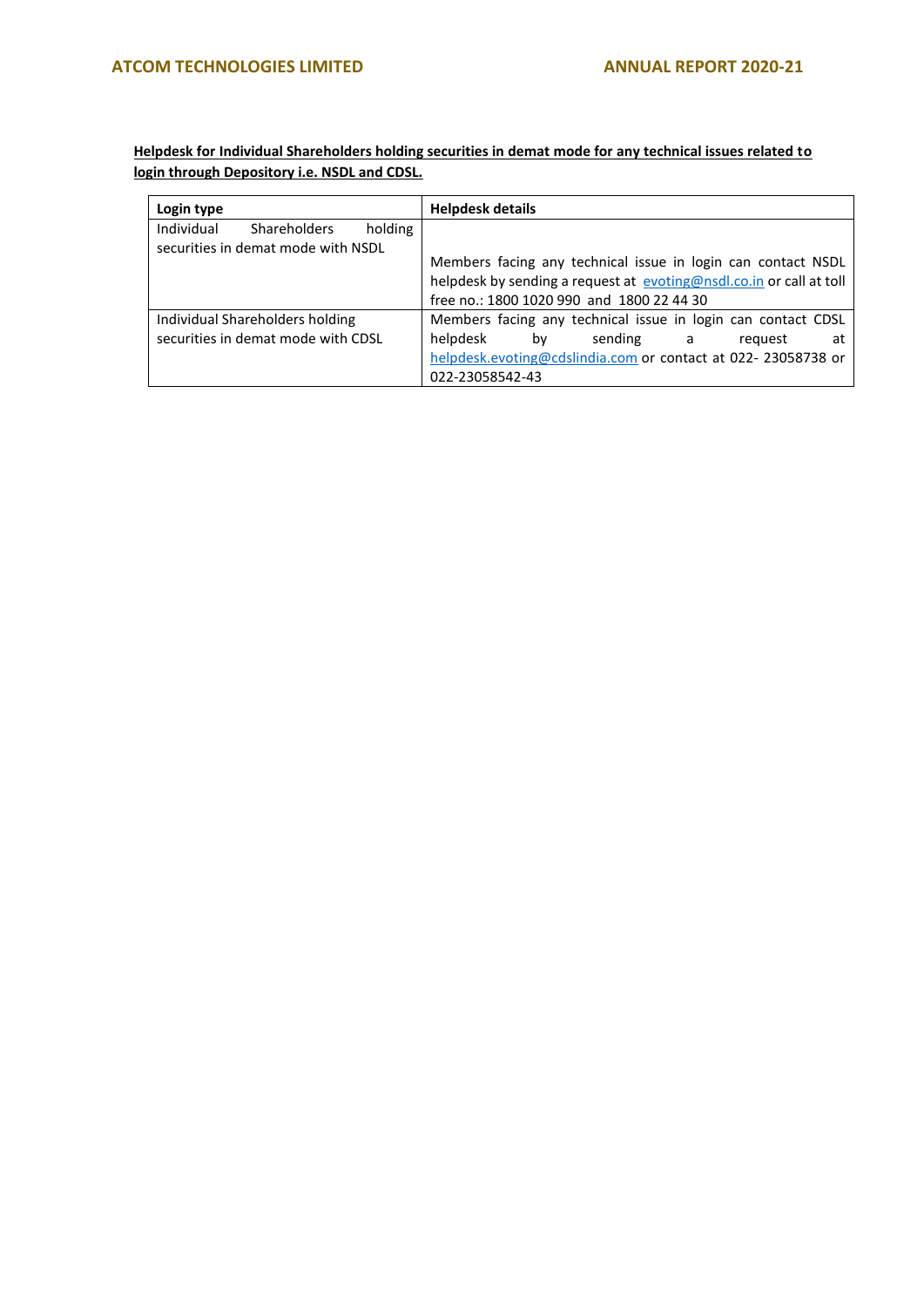**Helpdesk for Individual Shareholders holding securities in demat mode for any technical issues related to login through Depository i.e. NSDL and CDSL.**

| Login type | Helpdesk details |
|---|---|
| Individual Shareholders holding securities in demat mode with NSDL | Members facing any technical issue in login can contact NSDL helpdesk by sending a request at evoting@nsdl.co.in or call at toll free no.: 1800 1020 990 and 1800 22 44 30 |
| Individual Shareholders holding securities in demat mode with CDSL | Members facing any technical issue in login can contact CDSL helpdesk by sending a request at helpdesk.evoting@cdslindia.com or contact at 022- 23058738 or 022-23058542-43 |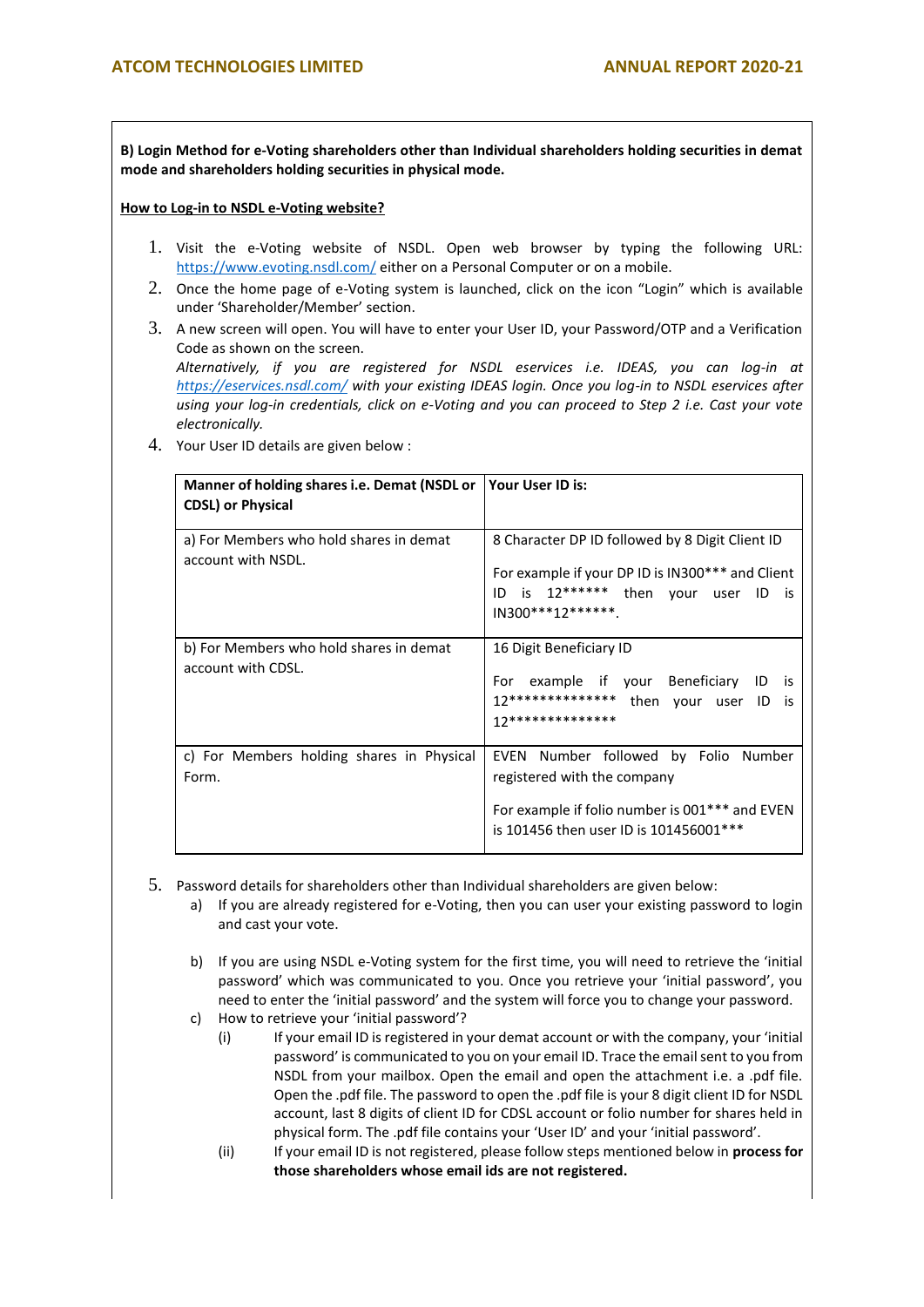**B) Login Method for e-Voting shareholders other than Individual shareholders holding securities in demat mode and shareholders holding securities in physical mode.**

**<u>How to Log-in to NSDL e-Voting website?</u>**

1. Visit the e-Voting website of NSDL. Open web browser by typing the following URL: https://www.evoting.nsdl.com/ either on a Personal Computer or on a mobile.
2. Once the home page of e-Voting system is launched, click on the icon "Login" which is available under 'Shareholder/Member' section.
3. A new screen will open. You will have to enter your User ID, your Password/OTP and a Verification Code as shown on the screen.
   *Alternatively, if you are registered for NSDL eservices i.e. IDEAS, you can log-in at https://eservices.nsdl.com/ with your existing IDEAS login. Once you log-in to NSDL eservices after using your log-in credentials, click on e-Voting and you can proceed to Step 2 i.e. Cast your vote electronically.*
4. Your User ID details are given below :

| Manner of holding shares i.e. Demat (NSDL or CDSL) or Physical | Your User ID is: |
|---|---|
| a) For Members who hold shares in demat account with NSDL. | 8 Character DP ID followed by 8 Digit Client ID<br><br>For example if your DP ID is IN300*** and Client ID is 12****** then your user ID is IN300***12******. |
| b) For Members who hold shares in demat account with CDSL. | 16 Digit Beneficiary ID<br><br>For example if your Beneficiary ID is 12************** then your user ID is 12************** |
| c) For Members holding shares in Physical Form. | EVEN Number followed by Folio Number registered with the company<br><br>For example if folio number is 001*** and EVEN is 101456 then user ID is 101456001*** |

5. Password details for shareholders other than Individual shareholders are given below:
   a) If you are already registered for e-Voting, then you can user your existing password to login and cast your vote.

   b) If you are using NSDL e-Voting system for the first time, you will need to retrieve the 'initial password' which was communicated to you. Once you retrieve your 'initial password', you need to enter the 'initial password' and the system will force you to change your password.
   c) How to retrieve your 'initial password'?
      (i) If your email ID is registered in your demat account or with the company, your 'initial password' is communicated to you on your email ID. Trace the email sent to you from NSDL from your mailbox. Open the email and open the attachment i.e. a .pdf file. Open the .pdf file. The password to open the .pdf file is your 8 digit client ID for NSDL account, last 8 digits of client ID for CDSL account or folio number for shares held in physical form. The .pdf file contains your 'User ID' and your 'initial password'.
      (ii) If your email ID is not registered, please follow steps mentioned below in **process for those shareholders whose email ids are not registered.**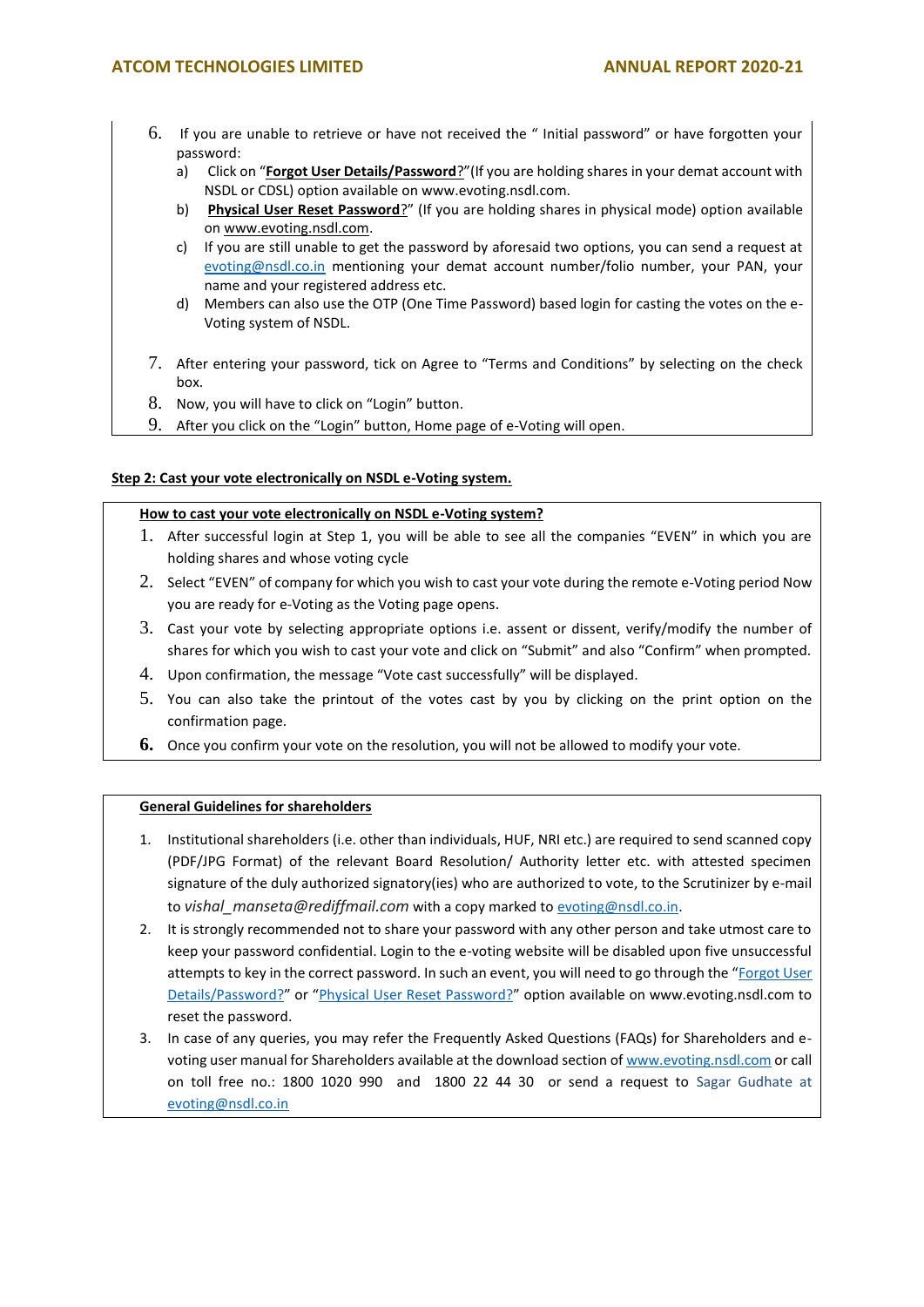6. If you are unable to retrieve or have not received the " Initial password" or have forgotten your password:
   a) Click on "**Forgot User Details/Password**?"(If you are holding shares in your demat account with NSDL or CDSL) option available on www.evoting.nsdl.com.
   b) **Physical User Reset Password**?" (If you are holding shares in physical mode) option available on www.evoting.nsdl.com.
   c) If you are still unable to get the password by aforesaid two options, you can send a request at evoting@nsdl.co.in mentioning your demat account number/folio number, your PAN, your name and your registered address etc.
   d) Members can also use the OTP (One Time Password) based login for casting the votes on the e-Voting system of NSDL.
7. After entering your password, tick on Agree to "Terms and Conditions" by selecting on the check box.
8. Now, you will have to click on "Login" button.
9. After you click on the "Login" button, Home page of e-Voting will open.

**Step 2: Cast your vote electronically on NSDL e-Voting system.**

**How to cast your vote electronically on NSDL e-Voting system?**

1. After successful login at Step 1, you will be able to see all the companies "EVEN" in which you are holding shares and whose voting cycle
2. Select "EVEN" of company for which you wish to cast your vote during the remote e-Voting period Now you are ready for e-Voting as the Voting page opens.
3. Cast your vote by selecting appropriate options i.e. assent or dissent, verify/modify the number of shares for which you wish to cast your vote and click on "Submit" and also "Confirm" when prompted.
4. Upon confirmation, the message "Vote cast successfully" will be displayed.
5. You can also take the printout of the votes cast by you by clicking on the print option on the confirmation page.
6. Once you confirm your vote on the resolution, you will not be allowed to modify your vote.

**General Guidelines for shareholders**

1. Institutional shareholders (i.e. other than individuals, HUF, NRI etc.) are required to send scanned copy (PDF/JPG Format) of the relevant Board Resolution/ Authority letter etc. with attested specimen signature of the duly authorized signatory(ies) who are authorized to vote, to the Scrutinizer by e-mail to *vishal_manseta@rediffmail.com* with a copy marked to evoting@nsdl.co.in.
2. It is strongly recommended not to share your password with any other person and take utmost care to keep your password confidential. Login to the e-voting website will be disabled upon five unsuccessful attempts to key in the correct password. In such an event, you will need to go through the "Forgot User Details/Password?" or "Physical User Reset Password?" option available on www.evoting.nsdl.com to reset the password.
3. In case of any queries, you may refer the Frequently Asked Questions (FAQs) for Shareholders and e-voting user manual for Shareholders available at the download section of www.evoting.nsdl.com or call on toll free no.: 1800 1020 990 and 1800 22 44 30 or send a request to Sagar Gudhate at evoting@nsdl.co.in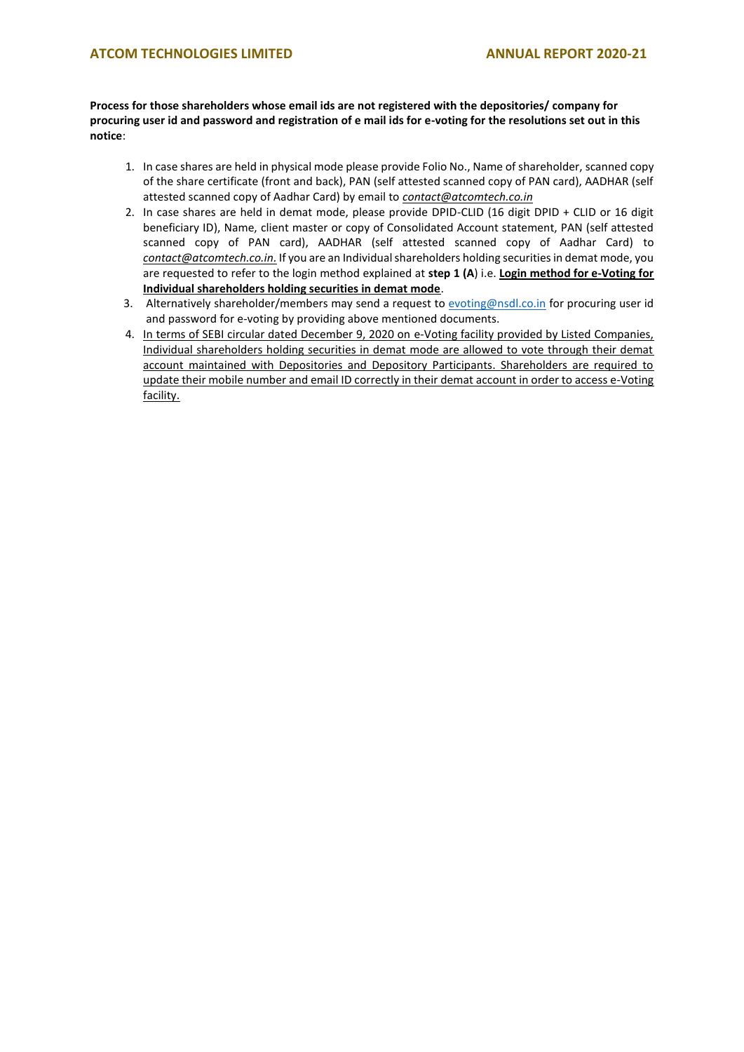**Process for those shareholders whose email ids are not registered with the depositories/ company for procuring user id and password and registration of e mail ids for e-voting for the resolutions set out in this notice**:

1. In case shares are held in physical mode please provide Folio No., Name of shareholder, scanned copy of the share certificate (front and back), PAN (self attested scanned copy of PAN card), AADHAR (self attested scanned copy of Aadhar Card) by email to *contact@atcomtech.co.in*
2. In case shares are held in demat mode, please provide DPID-CLID (16 digit DPID + CLID or 16 digit beneficiary ID), Name, client master or copy of Consolidated Account statement, PAN (self attested scanned copy of PAN card), AADHAR (self attested scanned copy of Aadhar Card) to *contact@atcomtech.co.in.* If you are an Individual shareholders holding securities in demat mode, you are requested to refer to the login method explained at **step 1 (A**) i.e. **Login method for e-Voting for Individual shareholders holding securities in demat mode**.
3. Alternatively shareholder/members may send a request to evoting@nsdl.co.in for procuring user id and password for e-voting by providing above mentioned documents.
4. In terms of SEBI circular dated December 9, 2020 on e-Voting facility provided by Listed Companies, Individual shareholders holding securities in demat mode are allowed to vote through their demat account maintained with Depositories and Depository Participants. Shareholders are required to update their mobile number and email ID correctly in their demat account in order to access e-Voting facility.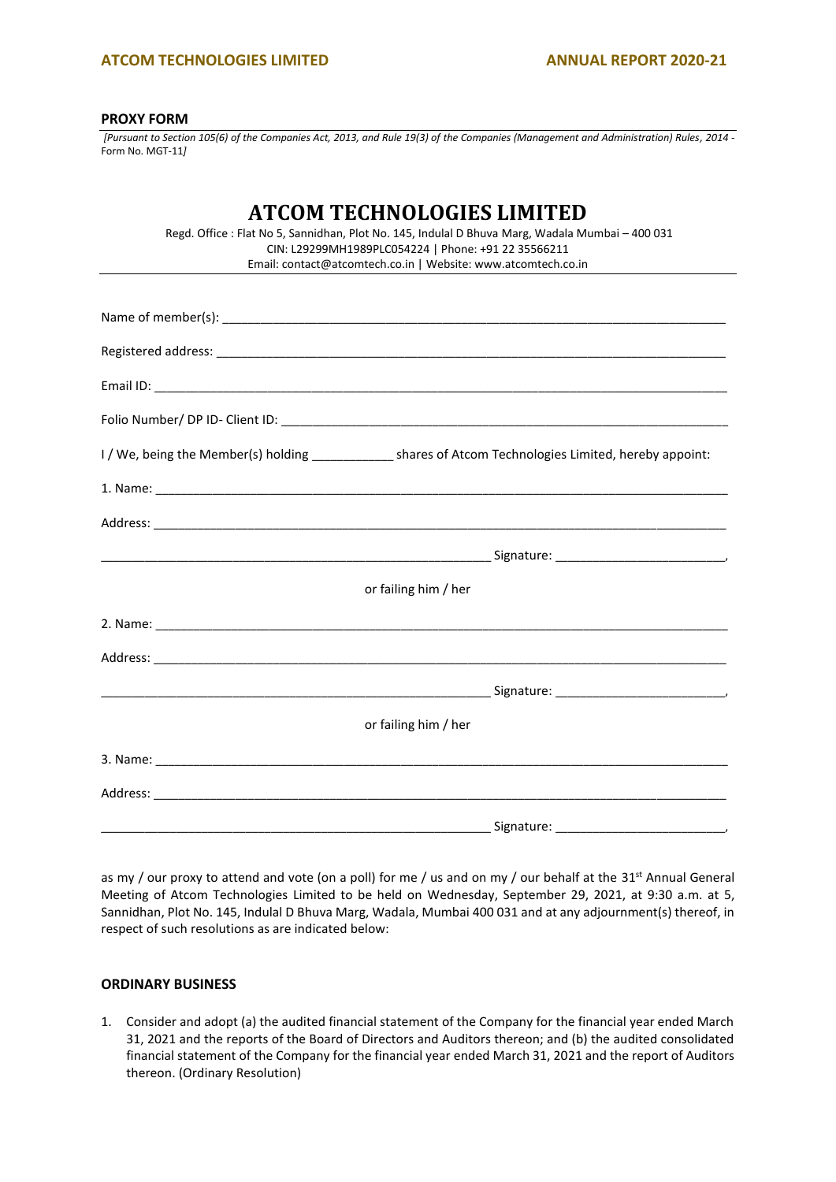**PROXY FORM**

*[Pursuant to Section 105(6) of the Companies Act, 2013, and Rule 19(3) of the Companies (Management and Administration) Rules, 2014 -* Form No. MGT-11*]*

# ATCOM TECHNOLOGIES LIMITED

Regd. Office : Flat No 5, Sannidhan, Plot No. 145, Indulal D Bhuva Marg, Wadala Mumbai – 400 031
CIN: L29299MH1989PLC054224 | Phone: +91 22 35566211
Email: contact@atcomtech.co.in | Website: www.atcomtech.co.in

Name of member(s): ___________________________________________________________________________

Registered address: ___________________________________________________________________________

Email ID: _________________________________________________________________________________

Folio Number/ DP ID- Client ID: ____________________________________________________________________

I / We, being the Member(s) holding ____________ shares of Atcom Technologies Limited, hereby appoint:

1. Name: _________________________________________________________________________________

Address: _________________________________________________________________________________

_________________________________________________________ Signature: ________________________,

or failing him / her

2. Name: _________________________________________________________________________________

Address: _________________________________________________________________________________

_________________________________________________________ Signature: ________________________,

or failing him / her

3. Name: _________________________________________________________________________________

Address: _________________________________________________________________________________

_________________________________________________________ Signature: ________________________,

as my / our proxy to attend and vote (on a poll) for me / us and on my / our behalf at the 31st Annual General Meeting of Atcom Technologies Limited to be held on Wednesday, September 29, 2021, at 9:30 a.m. at 5, Sannidhan, Plot No. 145, Indulal D Bhuva Marg, Wadala, Mumbai 400 031 and at any adjournment(s) thereof, in respect of such resolutions as are indicated below:

**ORDINARY BUSINESS**

1. Consider and adopt (a) the audited financial statement of the Company for the financial year ended March 31, 2021 and the reports of the Board of Directors and Auditors thereon; and (b) the audited consolidated financial statement of the Company for the financial year ended March 31, 2021 and the report of Auditors thereon. (Ordinary Resolution)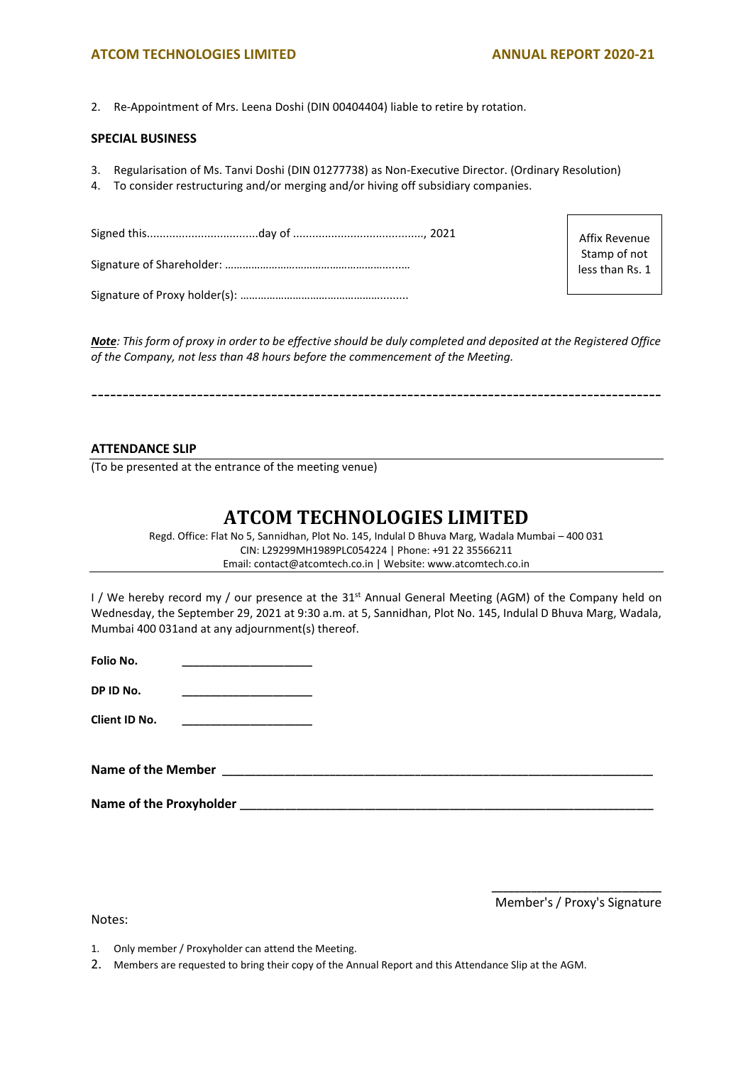2. Re-Appointment of Mrs. Leena Doshi (DIN 00404404) liable to retire by rotation.

**SPECIAL BUSINESS**

3. Regularisation of Ms. Tanvi Doshi (DIN 01277738) as Non-Executive Director. (Ordinary Resolution)
4. To consider restructuring and/or merging and/or hiving off subsidiary companies.

Signed this...................................day of .........................................., 2021

Signature of Shareholder: ……………………………………………….……

Signature of Proxy holder(s): …………………………………………..........

| Affix Revenue Stamp of not less than Rs. 1 |
|---|

***Note**: This form of proxy in order to be effective should be duly completed and deposited at the Registered Office of the Company, not less than 48 hours before the commencement of the Meeting.*

---

**ATTENDANCE SLIP**

(To be presented at the entrance of the meeting venue)

# ATCOM TECHNOLOGIES LIMITED

Regd. Office: Flat No 5, Sannidhan, Plot No. 145, Indulal D Bhuva Marg, Wadala Mumbai – 400 031
CIN: L29299MH1989PLC054224 | Phone: +91 22 35566211
Email: contact@atcomtech.co.in | Website: www.atcomtech.co.in

I / We hereby record my / our presence at the 31st Annual General Meeting (AGM) of the Company held on Wednesday, the September 29, 2021 at 9:30 a.m. at 5, Sannidhan, Plot No. 145, Indulal D Bhuva Marg, Wadala, Mumbai 400 031and at any adjournment(s) thereof.

**Folio No.** ____________________

**DP ID No.** ____________________

**Client ID No.** ____________________

**Name of the Member** ________________________________________________________________

**Name of the Proxyholder** ______________________________________________________________

_________________________
Member's / Proxy's Signature

Notes:

1. Only member / Proxyholder can attend the Meeting.
2. Members are requested to bring their copy of the Annual Report and this Attendance Slip at the AGM.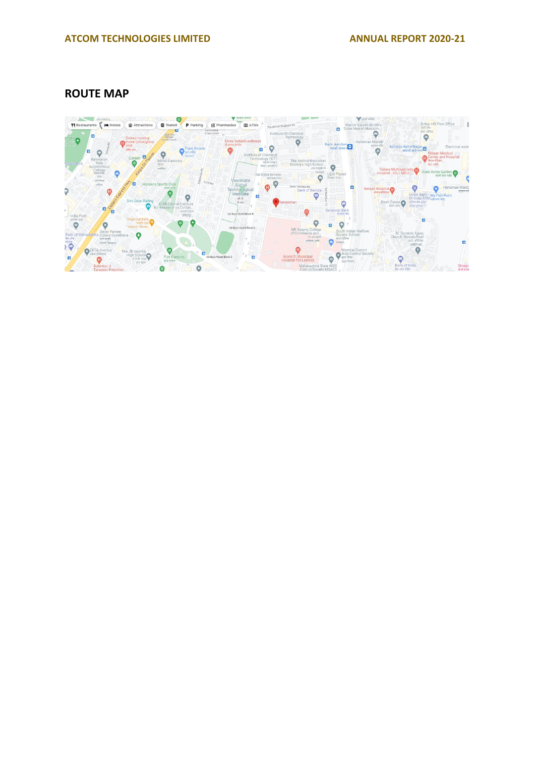## ROUTE MAP